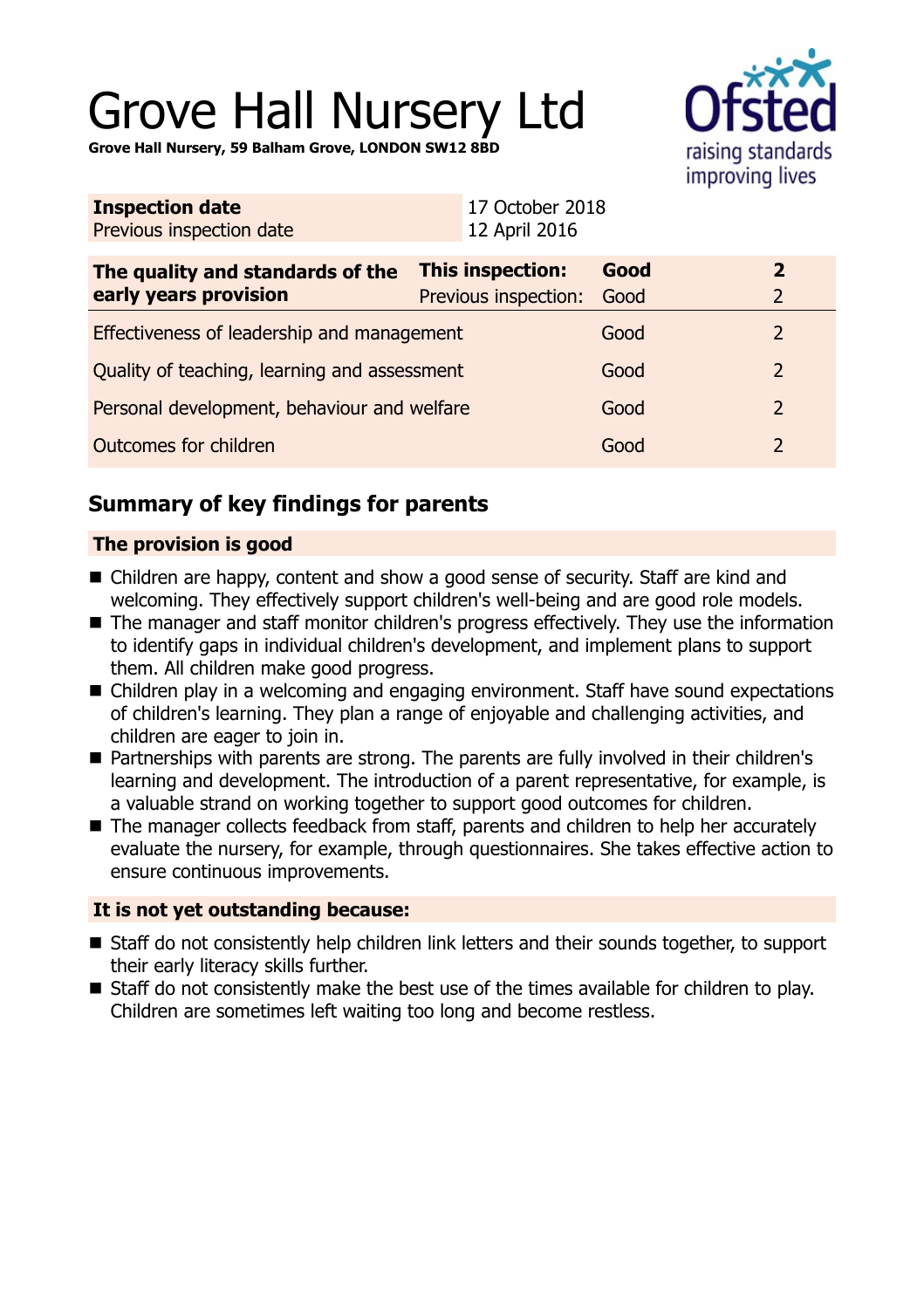# Grove Hall Nursery Ltd

**Grove Hall Nursery, 59 Balham Grove, LONDON SW12 8BD**

| **Inspection date** | 17 October 2018 |
|---|---|
| Previous inspection date | 12 April 2016 |

| **The quality and standards of the early years provision** | **This inspection:** | **Good** | **2** |
|---|---|---|---|
| | Previous inspection: | Good | 2 |
| Effectiveness of leadership and management | | Good | 2 |
| Quality of teaching, learning and assessment | | Good | 2 |
| Personal development, behaviour and welfare | | Good | 2 |
| Outcomes for children | | Good | 2 |

## Summary of key findings for parents

### The provision is good

- Children are happy, content and show a good sense of security. Staff are kind and welcoming. They effectively support children's well-being and are good role models.
- The manager and staff monitor children's progress effectively. They use the information to identify gaps in individual children's development, and implement plans to support them. All children make good progress.
- Children play in a welcoming and engaging environment. Staff have sound expectations of children's learning. They plan a range of enjoyable and challenging activities, and children are eager to join in.
- Partnerships with parents are strong. The parents are fully involved in their children's learning and development. The introduction of a parent representative, for example, is a valuable strand on working together to support good outcomes for children.
- The manager collects feedback from staff, parents and children to help her accurately evaluate the nursery, for example, through questionnaires. She takes effective action to ensure continuous improvements.

### It is not yet outstanding because:

- Staff do not consistently help children link letters and their sounds together, to support their early literacy skills further.
- Staff do not consistently make the best use of the times available for children to play. Children are sometimes left waiting too long and become restless.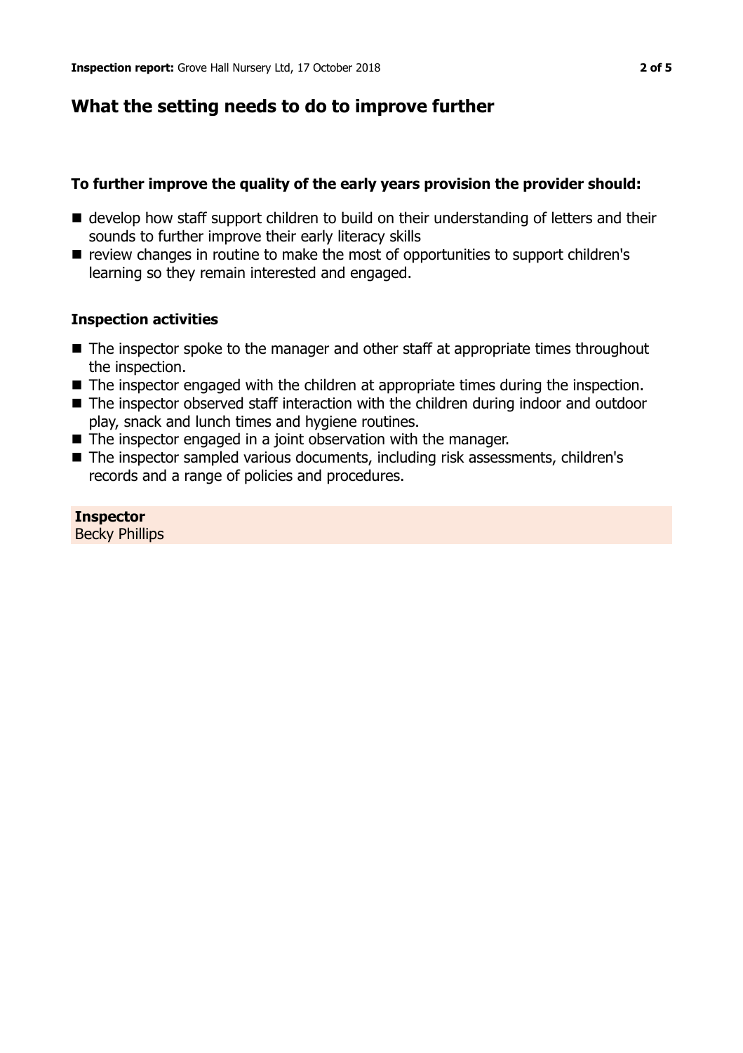## What the setting needs to do to improve further

### To further improve the quality of the early years provision the provider should:

- develop how staff support children to build on their understanding of letters and their sounds to further improve their early literacy skills
- review changes in routine to make the most of opportunities to support children's learning so they remain interested and engaged.

### Inspection activities

- The inspector spoke to the manager and other staff at appropriate times throughout the inspection.
- The inspector engaged with the children at appropriate times during the inspection.
- The inspector observed staff interaction with the children during indoor and outdoor play, snack and lunch times and hygiene routines.
- The inspector engaged in a joint observation with the manager.
- The inspector sampled various documents, including risk assessments, children's records and a range of policies and procedures.

**Inspector**
Becky Phillips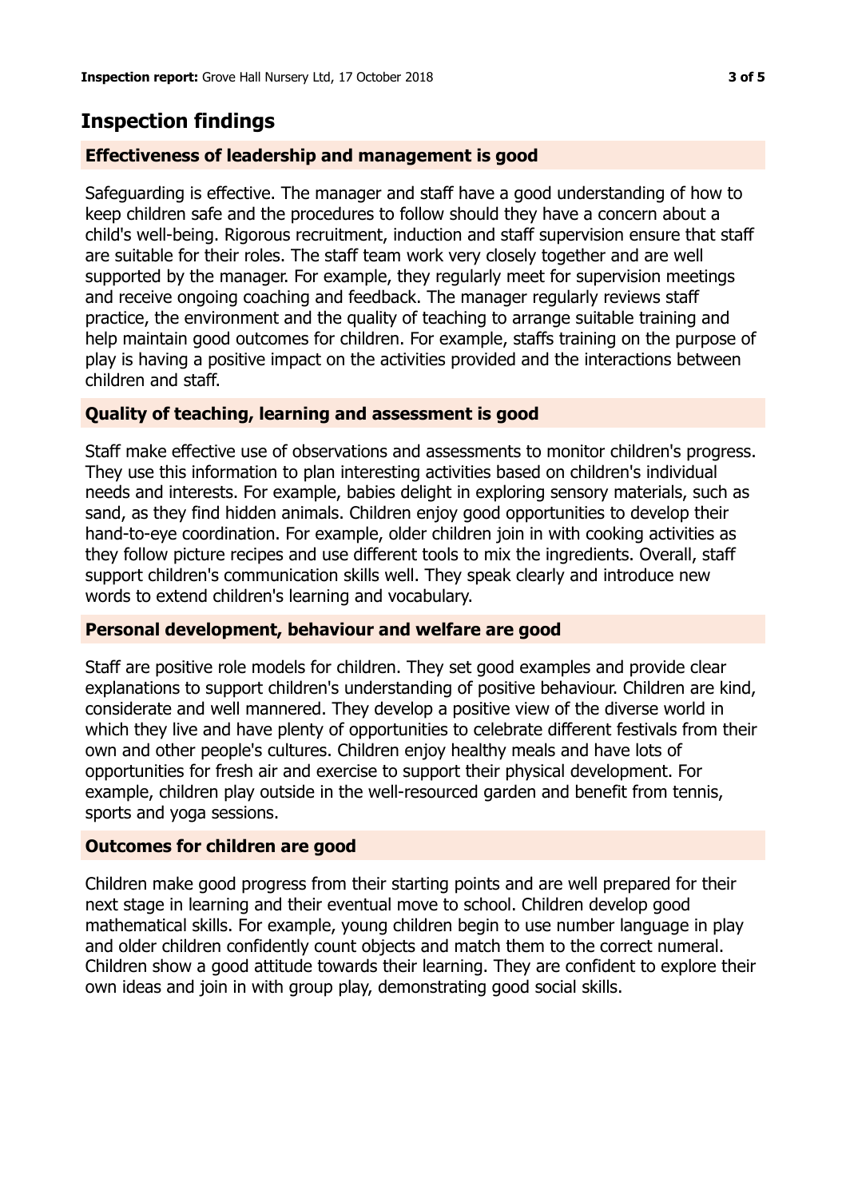## Inspection findings

### Effectiveness of leadership and management is good

Safeguarding is effective. The manager and staff have a good understanding of how to keep children safe and the procedures to follow should they have a concern about a child's well-being. Rigorous recruitment, induction and staff supervision ensure that staff are suitable for their roles. The staff team work very closely together and are well supported by the manager. For example, they regularly meet for supervision meetings and receive ongoing coaching and feedback. The manager regularly reviews staff practice, the environment and the quality of teaching to arrange suitable training and help maintain good outcomes for children. For example, staffs training on the purpose of play is having a positive impact on the activities provided and the interactions between children and staff.

### Quality of teaching, learning and assessment is good

Staff make effective use of observations and assessments to monitor children's progress. They use this information to plan interesting activities based on children's individual needs and interests. For example, babies delight in exploring sensory materials, such as sand, as they find hidden animals. Children enjoy good opportunities to develop their hand-to-eye coordination. For example, older children join in with cooking activities as they follow picture recipes and use different tools to mix the ingredients. Overall, staff support children's communication skills well. They speak clearly and introduce new words to extend children's learning and vocabulary.

### Personal development, behaviour and welfare are good

Staff are positive role models for children. They set good examples and provide clear explanations to support children's understanding of positive behaviour. Children are kind, considerate and well mannered. They develop a positive view of the diverse world in which they live and have plenty of opportunities to celebrate different festivals from their own and other people's cultures. Children enjoy healthy meals and have lots of opportunities for fresh air and exercise to support their physical development. For example, children play outside in the well-resourced garden and benefit from tennis, sports and yoga sessions.

### Outcomes for children are good

Children make good progress from their starting points and are well prepared for their next stage in learning and their eventual move to school. Children develop good mathematical skills. For example, young children begin to use number language in play and older children confidently count objects and match them to the correct numeral. Children show a good attitude towards their learning. They are confident to explore their own ideas and join in with group play, demonstrating good social skills.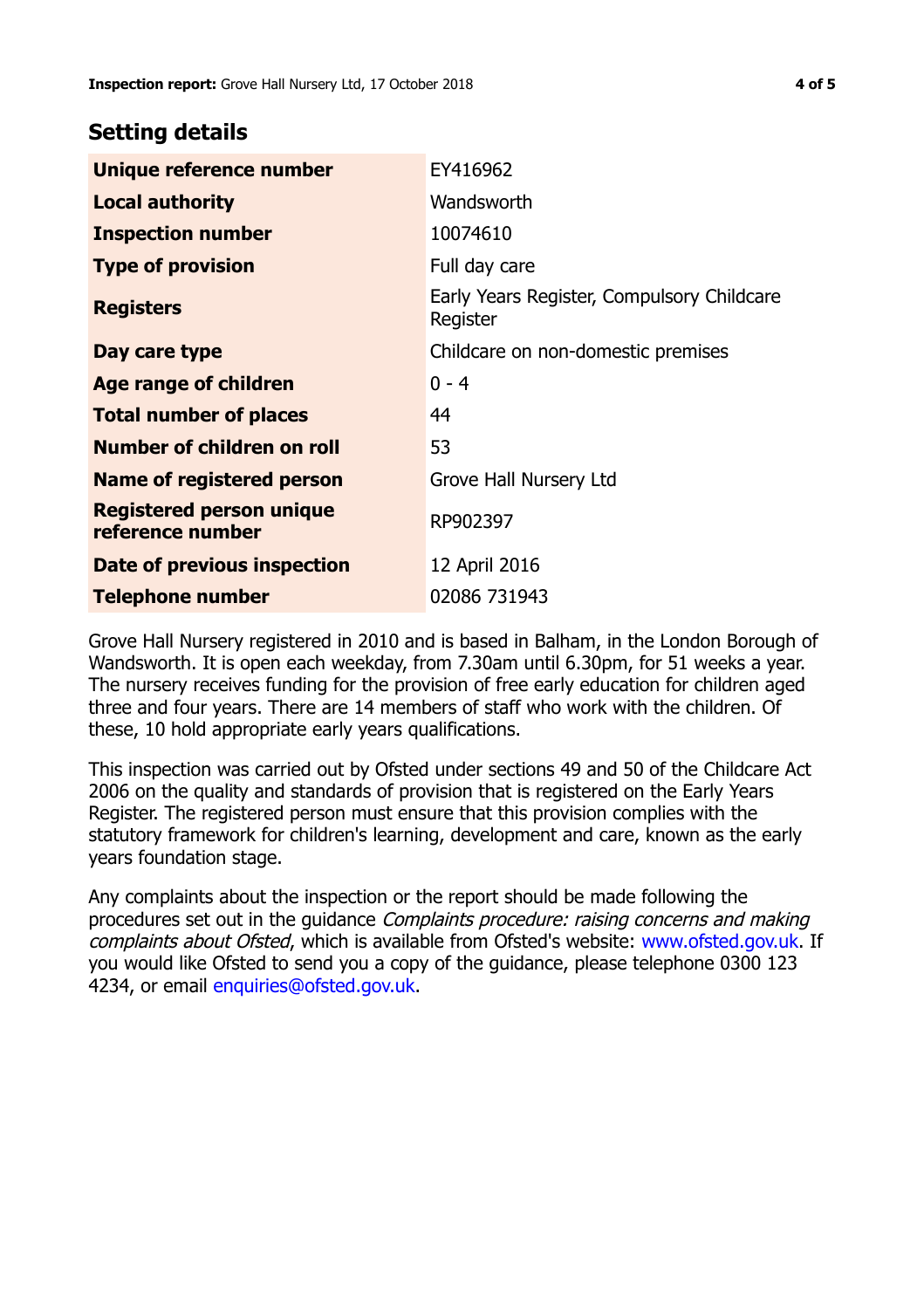## Setting details

| Unique reference number | EY416962 |
|---|---|
| Local authority | Wandsworth |
| Inspection number | 10074610 |
| Type of provision | Full day care |
| Registers | Early Years Register, Compulsory Childcare Register |
| Day care type | Childcare on non-domestic premises |
| Age range of children | 0 - 4 |
| Total number of places | 44 |
| Number of children on roll | 53 |
| Name of registered person | Grove Hall Nursery Ltd |
| Registered person unique reference number | RP902397 |
| Date of previous inspection | 12 April 2016 |
| Telephone number | 02086 731943 |

Grove Hall Nursery registered in 2010 and is based in Balham, in the London Borough of Wandsworth. It is open each weekday, from 7.30am until 6.30pm, for 51 weeks a year. The nursery receives funding for the provision of free early education for children aged three and four years. There are 14 members of staff who work with the children. Of these, 10 hold appropriate early years qualifications.

This inspection was carried out by Ofsted under sections 49 and 50 of the Childcare Act 2006 on the quality and standards of provision that is registered on the Early Years Register. The registered person must ensure that this provision complies with the statutory framework for children's learning, development and care, known as the early years foundation stage.

Any complaints about the inspection or the report should be made following the procedures set out in the guidance *Complaints procedure: raising concerns and making complaints about Ofsted*, which is available from Ofsted's website: www.ofsted.gov.uk. If you would like Ofsted to send you a copy of the guidance, please telephone 0300 123 4234, or email enquiries@ofsted.gov.uk.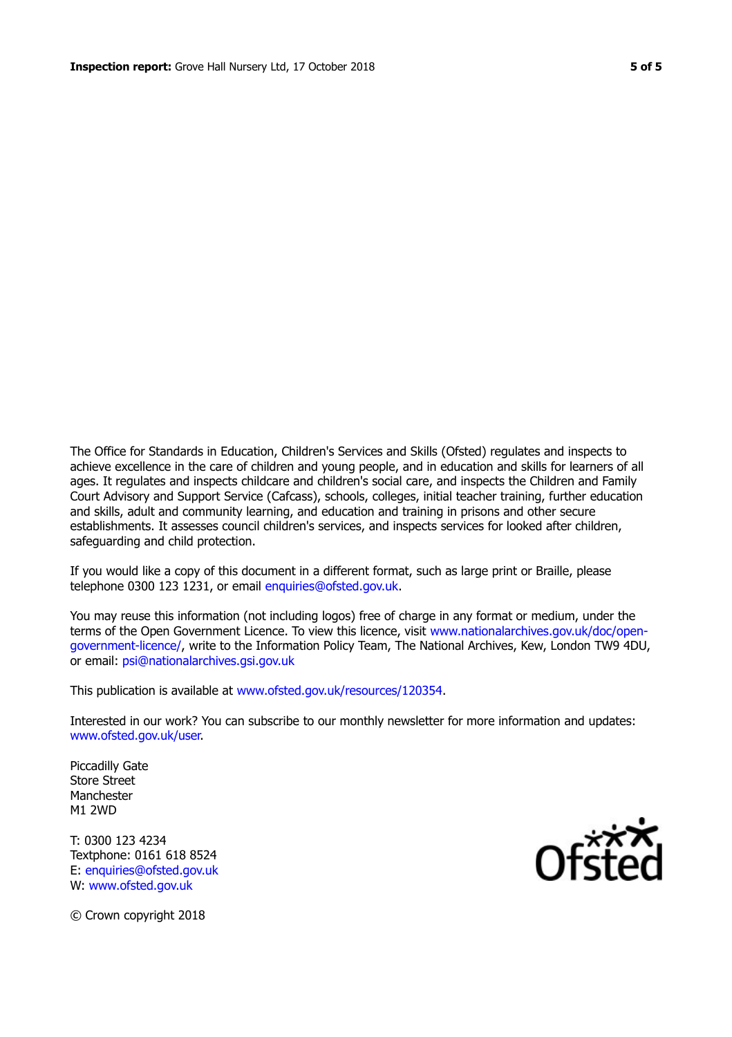The Office for Standards in Education, Children's Services and Skills (Ofsted) regulates and inspects to achieve excellence in the care of children and young people, and in education and skills for learners of all ages. It regulates and inspects childcare and children's social care, and inspects the Children and Family Court Advisory and Support Service (Cafcass), schools, colleges, initial teacher training, further education and skills, adult and community learning, and education and training in prisons and other secure establishments. It assesses council children's services, and inspects services for looked after children, safeguarding and child protection.

If you would like a copy of this document in a different format, such as large print or Braille, please telephone 0300 123 1231, or email enquiries@ofsted.gov.uk.

You may reuse this information (not including logos) free of charge in any format or medium, under the terms of the Open Government Licence. To view this licence, visit www.nationalarchives.gov.uk/doc/open-government-licence/, write to the Information Policy Team, The National Archives, Kew, London TW9 4DU, or email: psi@nationalarchives.gsi.gov.uk

This publication is available at www.ofsted.gov.uk/resources/120354.

Interested in our work? You can subscribe to our monthly newsletter for more information and updates: www.ofsted.gov.uk/user.

Piccadilly Gate
Store Street
Manchester
M1 2WD

T: 0300 123 4234
Textphone: 0161 618 8524
E: enquiries@ofsted.gov.uk
W: www.ofsted.gov.uk

© Crown copyright 2018